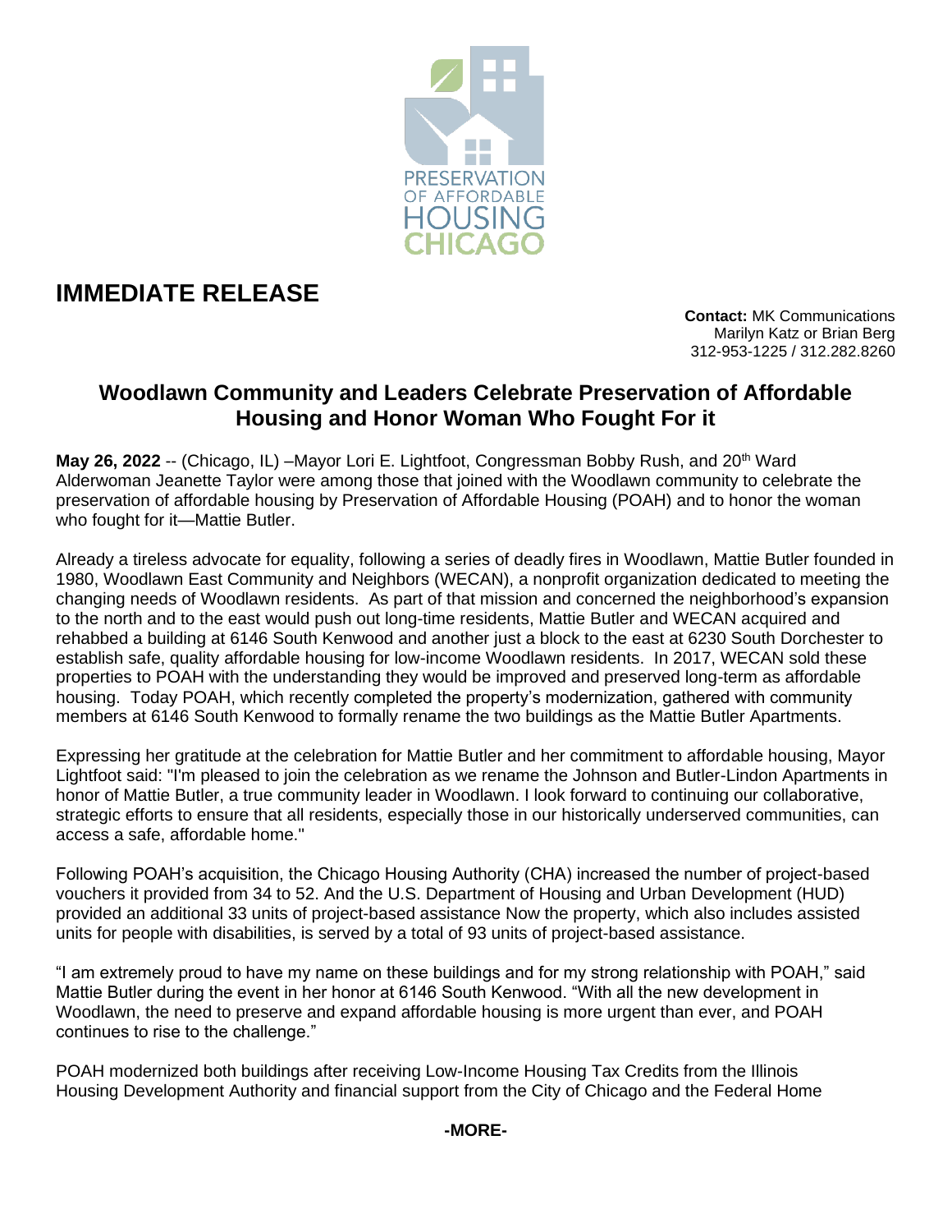PRESERVATION OF AFFORDABLE HOUSING CHICAGO

# IMMEDIATE RELEASE

**Contact:** MK Communications
Marilyn Katz or Brian Berg
312-953-1225 / 312.282.8260

## Woodlawn Community and Leaders Celebrate Preservation of Affordable Housing and Honor Woman Who Fought For it

**May 26, 2022** -- (Chicago, IL) –Mayor Lori E. Lightfoot, Congressman Bobby Rush, and 20th Ward Alderwoman Jeanette Taylor were among those that joined with the Woodlawn community to celebrate the preservation of affordable housing by Preservation of Affordable Housing (POAH) and to honor the woman who fought for it—Mattie Butler.

Already a tireless advocate for equality, following a series of deadly fires in Woodlawn, Mattie Butler founded in 1980, Woodlawn East Community and Neighbors (WECAN), a nonprofit organization dedicated to meeting the changing needs of Woodlawn residents. As part of that mission and concerned the neighborhood's expansion to the north and to the east would push out long-time residents, Mattie Butler and WECAN acquired and rehabbed a building at 6146 South Kenwood and another just a block to the east at 6230 South Dorchester to establish safe, quality affordable housing for low-income Woodlawn residents. In 2017, WECAN sold these properties to POAH with the understanding they would be improved and preserved long-term as affordable housing. Today POAH, which recently completed the property's modernization, gathered with community members at 6146 South Kenwood to formally rename the two buildings as the Mattie Butler Apartments.

Expressing her gratitude at the celebration for Mattie Butler and her commitment to affordable housing, Mayor Lightfoot said: "I'm pleased to join the celebration as we rename the Johnson and Butler-Lindon Apartments in honor of Mattie Butler, a true community leader in Woodlawn. I look forward to continuing our collaborative, strategic efforts to ensure that all residents, especially those in our historically underserved communities, can access a safe, affordable home."

Following POAH's acquisition, the Chicago Housing Authority (CHA) increased the number of project-based vouchers it provided from 34 to 52. And the U.S. Department of Housing and Urban Development (HUD) provided an additional 33 units of project-based assistance Now the property, which also includes assisted units for people with disabilities, is served by a total of 93 units of project-based assistance.

"I am extremely proud to have my name on these buildings and for my strong relationship with POAH," said Mattie Butler during the event in her honor at 6146 South Kenwood. "With all the new development in Woodlawn, the need to preserve and expand affordable housing is more urgent than ever, and POAH continues to rise to the challenge."

POAH modernized both buildings after receiving Low-Income Housing Tax Credits from the Illinois Housing Development Authority and financial support from the City of Chicago and the Federal Home

**-MORE-**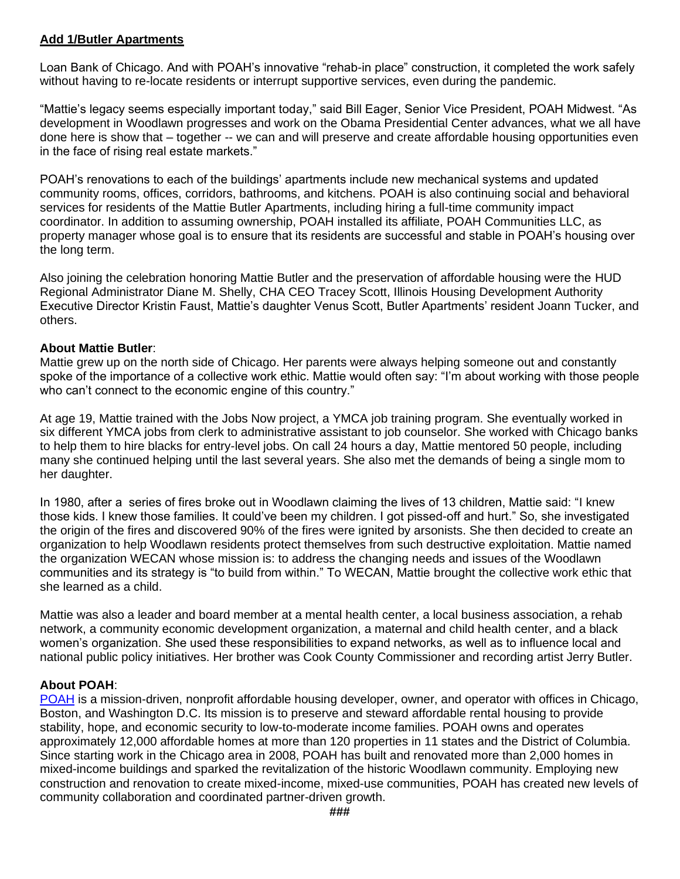**Add 1/Butler Apartments**

Loan Bank of Chicago. And with POAH's innovative "rehab-in place" construction, it completed the work safely without having to re-locate residents or interrupt supportive services, even during the pandemic.

"Mattie's legacy seems especially important today," said Bill Eager, Senior Vice President, POAH Midwest. "As development in Woodlawn progresses and work on the Obama Presidential Center advances, what we all have done here is show that – together -- we can and will preserve and create affordable housing opportunities even in the face of rising real estate markets."

POAH's renovations to each of the buildings' apartments include new mechanical systems and updated community rooms, offices, corridors, bathrooms, and kitchens. POAH is also continuing social and behavioral services for residents of the Mattie Butler Apartments, including hiring a full-time community impact coordinator. In addition to assuming ownership, POAH installed its affiliate, POAH Communities LLC, as property manager whose goal is to ensure that its residents are successful and stable in POAH's housing over the long term.

Also joining the celebration honoring Mattie Butler and the preservation of affordable housing were the HUD Regional Administrator Diane M. Shelly, CHA CEO Tracey Scott, Illinois Housing Development Authority Executive Director Kristin Faust, Mattie's daughter Venus Scott, Butler Apartments' resident Joann Tucker, and others.

**About Mattie Butler**:
Mattie grew up on the north side of Chicago. Her parents were always helping someone out and constantly spoke of the importance of a collective work ethic. Mattie would often say: "I'm about working with those people who can't connect to the economic engine of this country."

At age 19, Mattie trained with the Jobs Now project, a YMCA job training program. She eventually worked in six different YMCA jobs from clerk to administrative assistant to job counselor. She worked with Chicago banks to help them to hire blacks for entry-level jobs. On call 24 hours a day, Mattie mentored 50 people, including many she continued helping until the last several years. She also met the demands of being a single mom to her daughter.

In 1980, after a series of fires broke out in Woodlawn claiming the lives of 13 children, Mattie said: "I knew those kids. I knew those families. It could've been my children. I got pissed-off and hurt." So, she investigated the origin of the fires and discovered 90% of the fires were ignited by arsonists. She then decided to create an organization to help Woodlawn residents protect themselves from such destructive exploitation. Mattie named the organization WECAN whose mission is: to address the changing needs and issues of the Woodlawn communities and its strategy is "to build from within." To WECAN, Mattie brought the collective work ethic that she learned as a child.

Mattie was also a leader and board member at a mental health center, a local business association, a rehab network, a community economic development organization, a maternal and child health center, and a black women's organization. She used these responsibilities to expand networks, as well as to influence local and national public policy initiatives. Her brother was Cook County Commissioner and recording artist Jerry Butler.

**About POAH**:
POAH is a mission-driven, nonprofit affordable housing developer, owner, and operator with offices in Chicago, Boston, and Washington D.C. Its mission is to preserve and steward affordable rental housing to provide stability, hope, and economic security to low-to-moderate income families. POAH owns and operates approximately 12,000 affordable homes at more than 120 properties in 11 states and the District of Columbia. Since starting work in the Chicago area in 2008, POAH has built and renovated more than 2,000 homes in mixed-income buildings and sparked the revitalization of the historic Woodlawn community. Employing new construction and renovation to create mixed-income, mixed-use communities, POAH has created new levels of community collaboration and coordinated partner-driven growth.

###